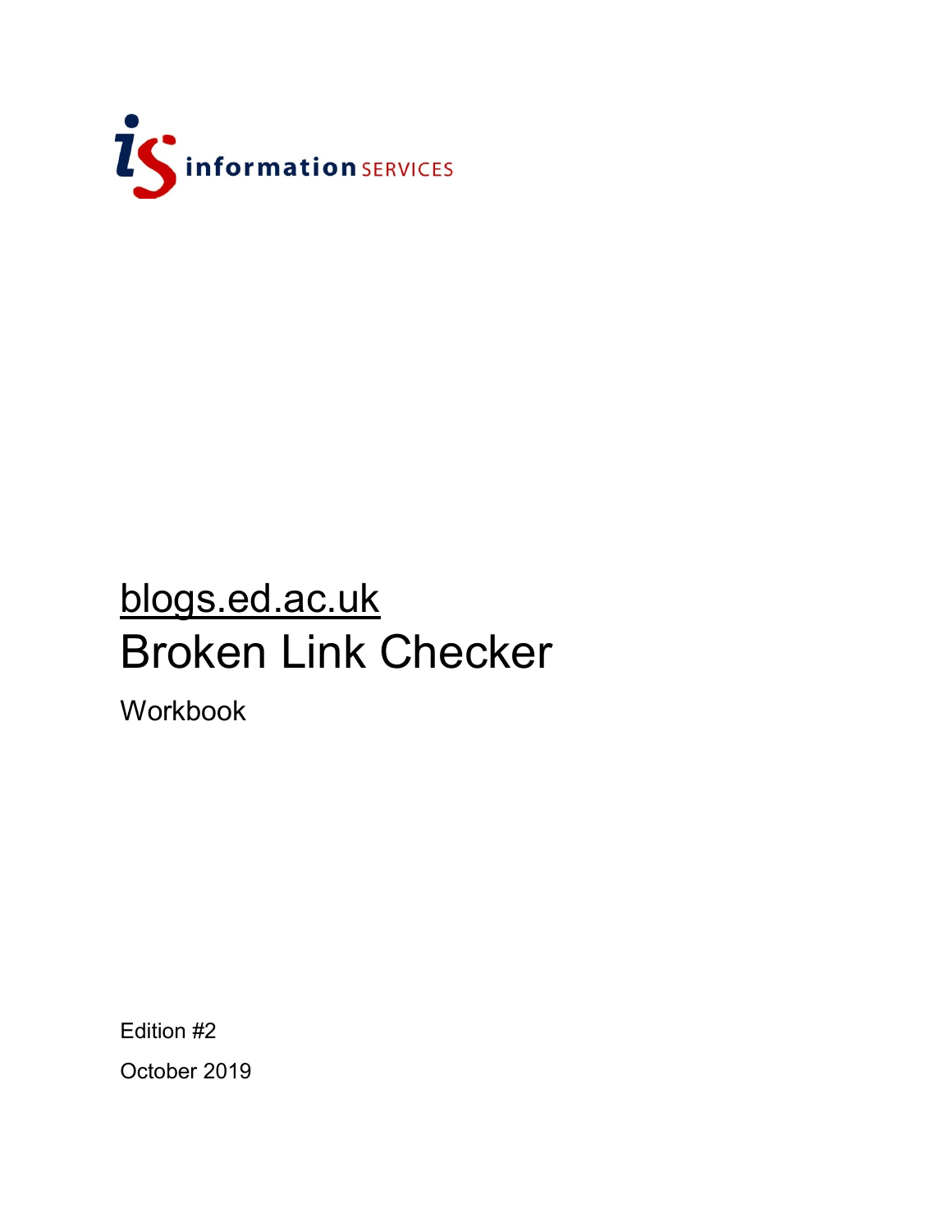information SERVICES

# blogs.ed.ac.uk
# Broken Link Checker

Workbook

Edition #2

October 2019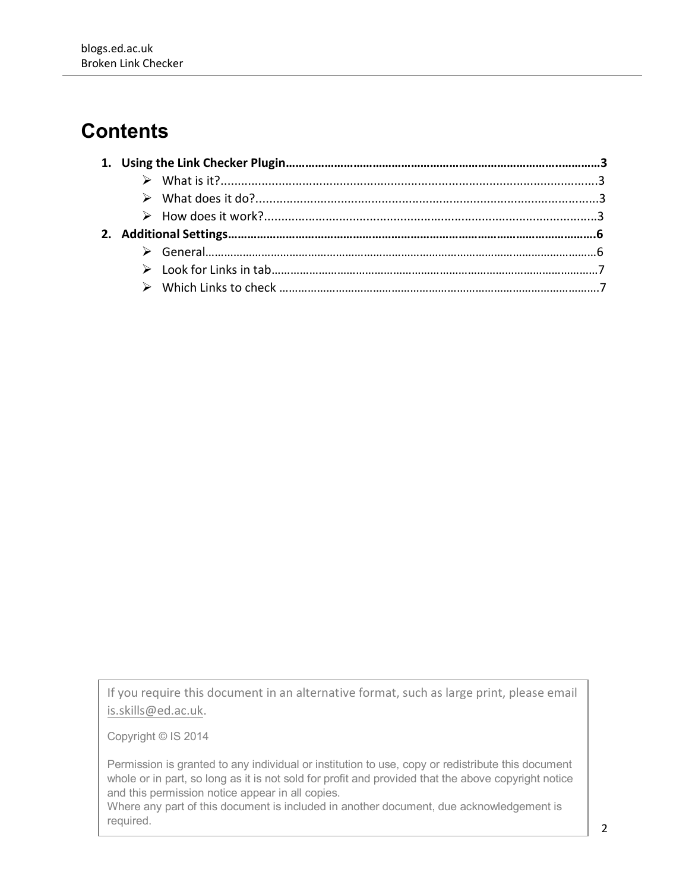# Contents

1. **Using the Link Checker Plugin……………………………………………………………………………3**
   - What is it?......................................................................................................3
   - What does it do?..............................................................................................3
   - How does it work?............................................................................................3
2. **Additional Settings……………………………………………………………………………………6**
   - General………………………………………………………………………………………………6
   - Look for Links in tab……………………………………………………………………………7
   - Which Links to check ……………………………………………………………………………7

If you require this document in an alternative format, such as large print, please email is.skills@ed.ac.uk.

Copyright © IS 2014

Permission is granted to any individual or institution to use, copy or redistribute this document whole or in part, so long as it is not sold for profit and provided that the above copyright notice and this permission notice appear in all copies.
Where any part of this document is included in another document, due acknowledgement is required.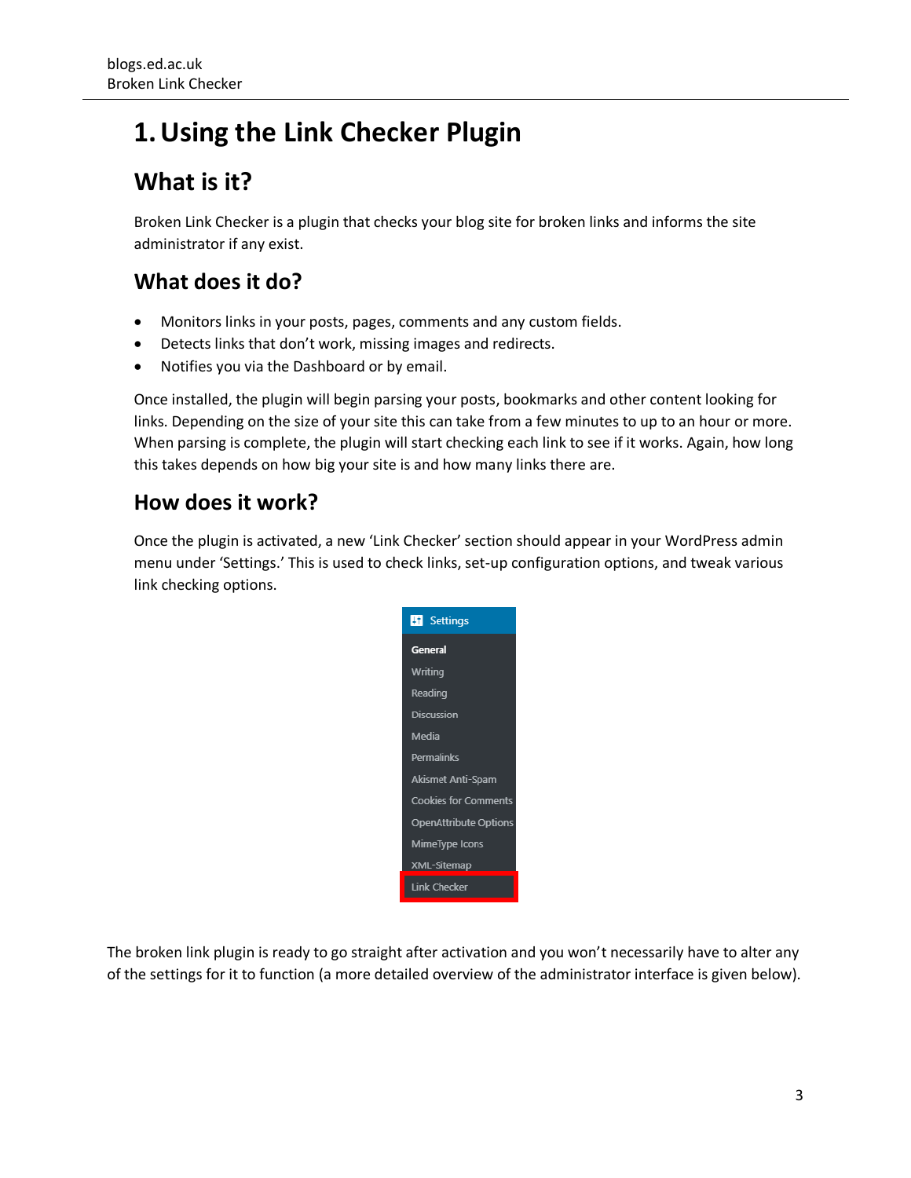# 1. Using the Link Checker Plugin

## What is it?

Broken Link Checker is a plugin that checks your blog site for broken links and informs the site administrator if any exist.

## What does it do?

- Monitors links in your posts, pages, comments and any custom fields.
- Detects links that don't work, missing images and redirects.
- Notifies you via the Dashboard or by email.

Once installed, the plugin will begin parsing your posts, bookmarks and other content looking for links. Depending on the size of your site this can take from a few minutes to up to an hour or more. When parsing is complete, the plugin will start checking each link to see if it works. Again, how long this takes depends on how big your site is and how many links there are.

## How does it work?

Once the plugin is activated, a new 'Link Checker' section should appear in your WordPress admin menu under 'Settings.' This is used to check links, set-up configuration options, and tweak various link checking options.

The broken link plugin is ready to go straight after activation and you won't necessarily have to alter any of the settings for it to function (a more detailed overview of the administrator interface is given below).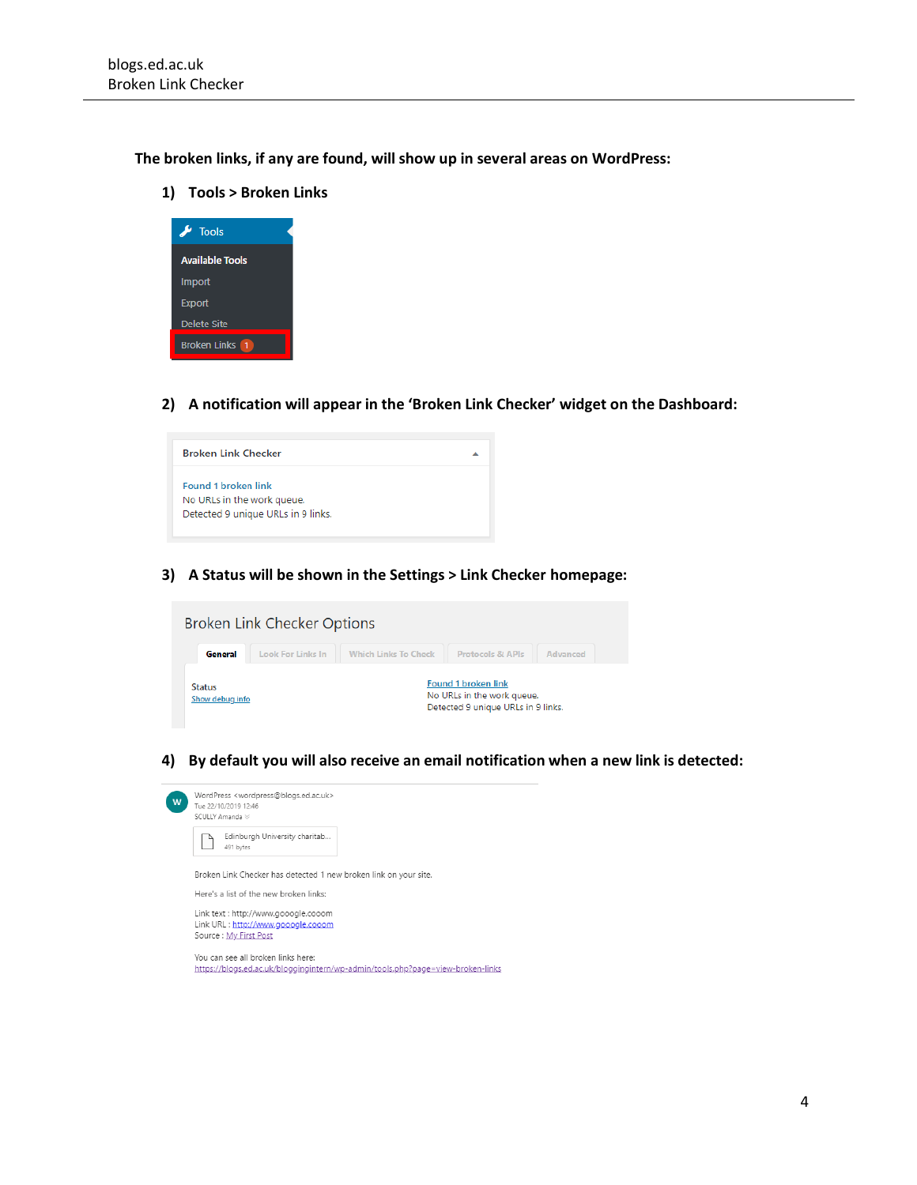**The broken links, if any are found, will show up in several areas on WordPress:**

1) **Tools > Broken Links**

Tools
Available Tools
Import
Export
Delete Site
Broken Links 1

2) **A notification will appear in the 'Broken Link Checker' widget on the Dashboard:**

Broken Link Checker

Found 1 broken link
No URLs in the work queue.
Detected 9 unique URLs in 9 links.

3) **A Status will be shown in the Settings > Link Checker homepage:**

Broken Link Checker Options

General | Look For Links In | Which Links To Check | Protocols & APIs | Advanced

Status
Show debug info

Found 1 broken link
No URLs in the work queue.
Detected 9 unique URLs in 9 links.

4) **By default you will also receive an email notification when a new link is detected:**

WordPress <wordpress@blogs.ed.ac.uk>
Tue 22/10/2019 12:46
SCULLY Amanda

Edinburgh University charitab...
491 bytes

Broken Link Checker has detected 1 new broken link on your site.

Here's a list of the new broken links:

Link text : http://www.gooogle.cooom
Link URL : http://www.gooogle.cooom
Source : My First Post

You can see all broken links here:
https://blogs.ed.ac.uk/bloggingintern/wp-admin/tools.php?page=view-broken-links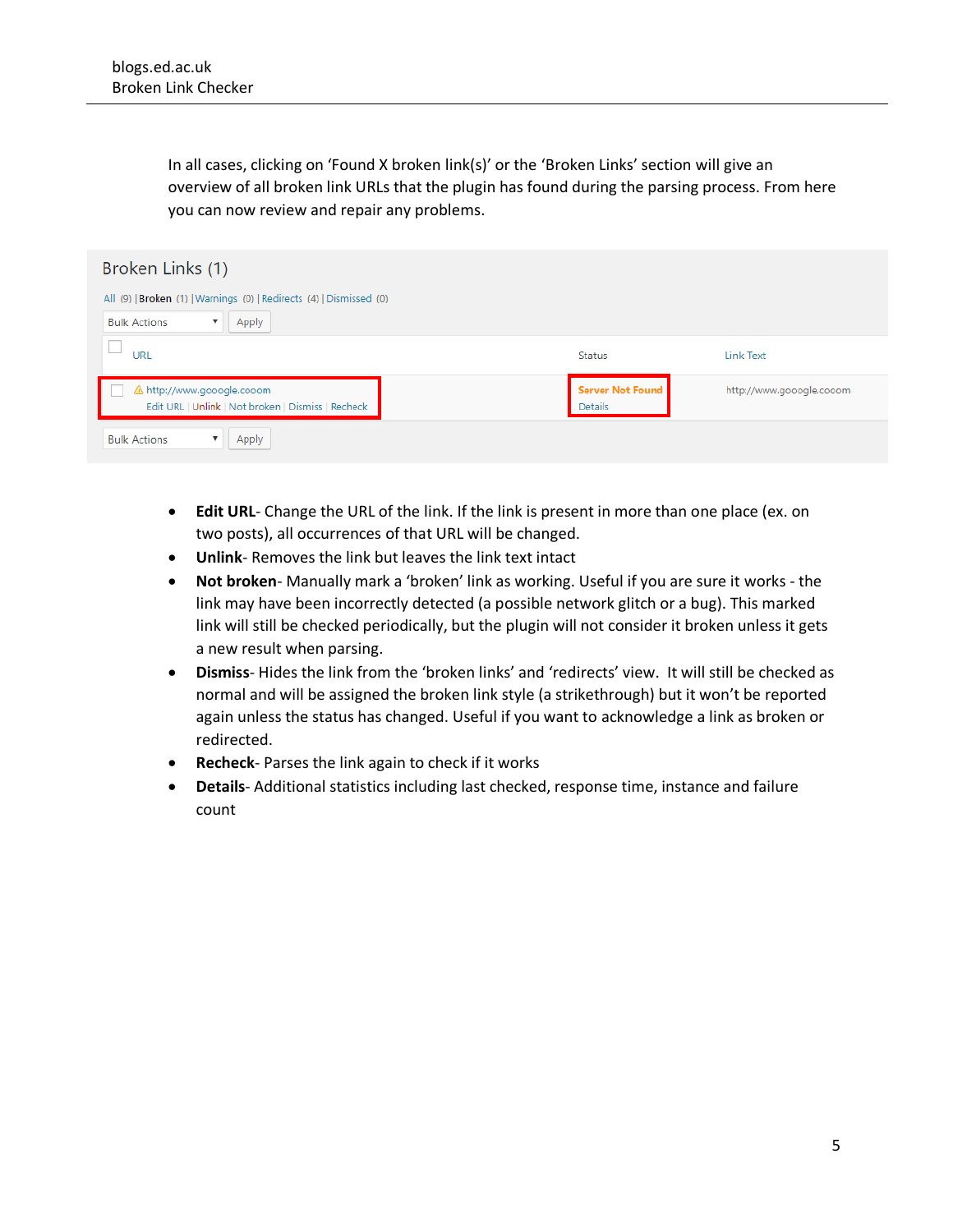In all cases, clicking on 'Found X broken link(s)' or the 'Broken Links' section will give an overview of all broken link URLs that the plugin has found during the parsing process. From here you can now review and repair any problems.

Broken Links (1)

All (9) | Broken (1) | Warnings (0) | Redirects (4) | Dismissed (0)

Bulk Actions | Apply

| URL | Status | Link Text |
|---|---|---|
| http://www.gooogle.cooom<br>Edit URL \| Unlink \| Not broken \| Dismiss \| Recheck | Server Not Found<br>Details | http://www.gooogle.cooom |

Bulk Actions | Apply

- **Edit URL**- Change the URL of the link. If the link is present in more than one place (ex. on two posts), all occurrences of that URL will be changed.
- **Unlink**- Removes the link but leaves the link text intact
- **Not broken**- Manually mark a 'broken' link as working. Useful if you are sure it works - the link may have been incorrectly detected (a possible network glitch or a bug). This marked link will still be checked periodically, but the plugin will not consider it broken unless it gets a new result when parsing.
- **Dismiss**- Hides the link from the 'broken links' and 'redirects' view. It will still be checked as normal and will be assigned the broken link style (a strikethrough) but it won't be reported again unless the status has changed. Useful if you want to acknowledge a link as broken or redirected.
- **Recheck**- Parses the link again to check if it works
- **Details**- Additional statistics including last checked, response time, instance and failure count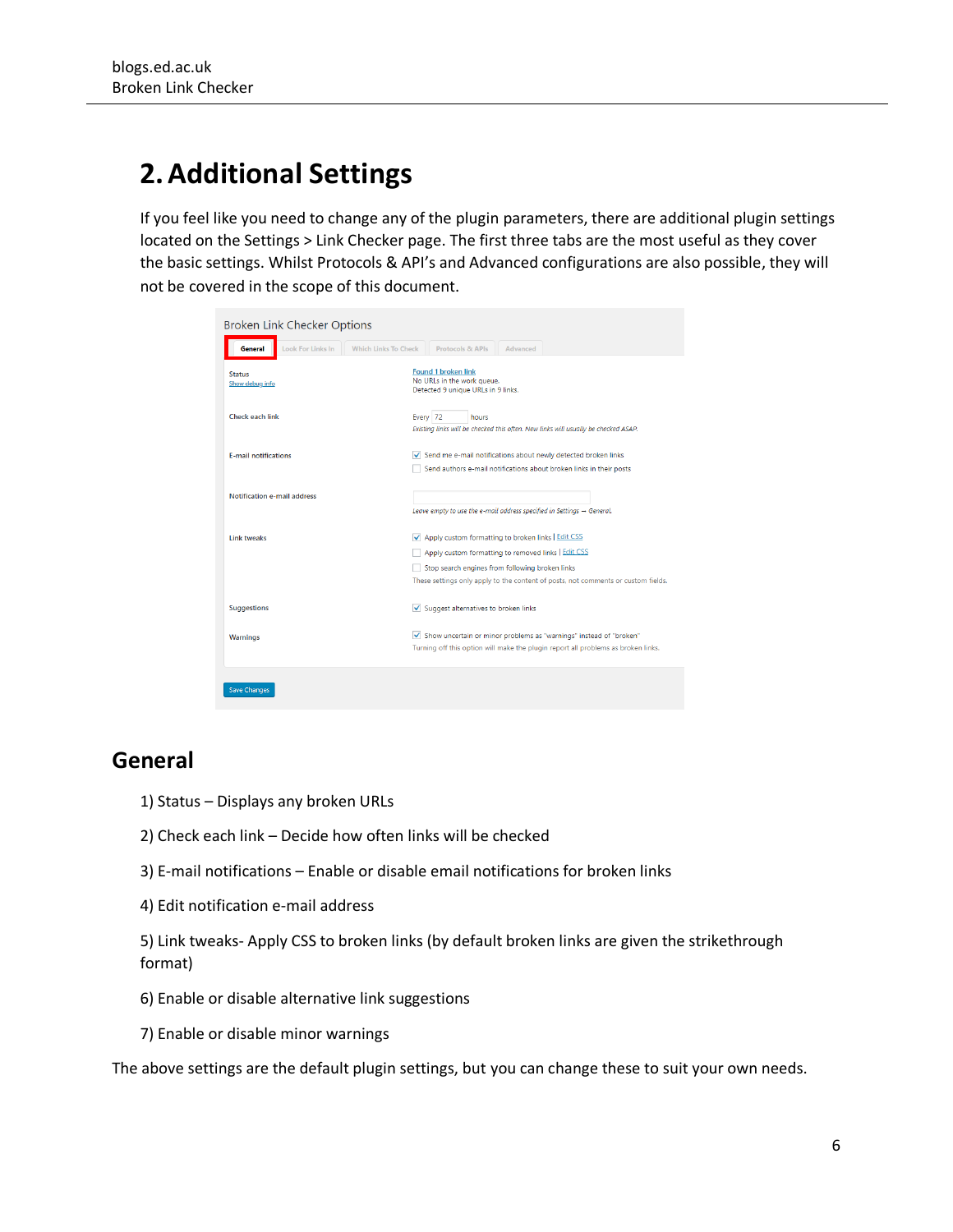# 2. Additional Settings

If you feel like you need to change any of the plugin parameters, there are additional plugin settings located on the Settings > Link Checker page. The first three tabs are the most useful as they cover the basic settings. Whilst Protocols & API's and Advanced configurations are also possible, they will not be covered in the scope of this document.

## General

1) Status – Displays any broken URLs

2) Check each link – Decide how often links will be checked

3) E-mail notifications – Enable or disable email notifications for broken links

4) Edit notification e-mail address

5) Link tweaks- Apply CSS to broken links (by default broken links are given the strikethrough format)

6) Enable or disable alternative link suggestions

7) Enable or disable minor warnings

The above settings are the default plugin settings, but you can change these to suit your own needs.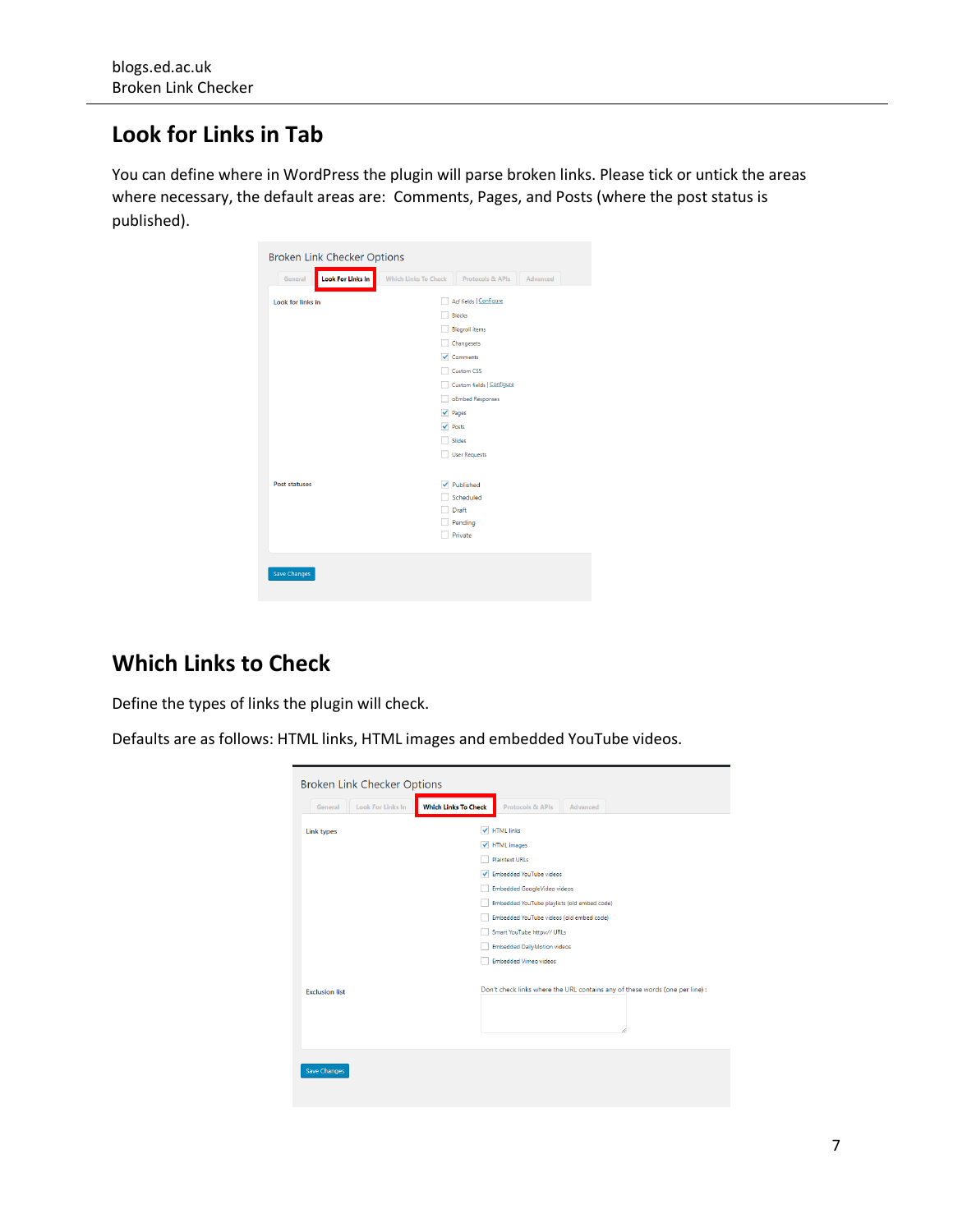## Look for Links in Tab

You can define where in WordPress the plugin will parse broken links. Please tick or untick the areas where necessary, the default areas are: Comments, Pages, and Posts (where the post status is published).

Broken Link Checker Options

General | Look For Links In | Which Links To Check | Protocols & APIs | Advanced

Look for links in

- [ ] Acf fields | Configure
- [ ] Blocks
- [ ] Blogroll items
- [ ] Changesets
- [x] Comments
- [ ] Custom CSS
- [ ] Custom fields | Configure
- [ ] oEmbed Responses
- [x] Pages
- [x] Posts
- [ ] Slides
- [ ] User Requests

Post statuses

- [x] Published
- [ ] Scheduled
- [ ] Draft
- [ ] Pending
- [ ] Private

Save Changes

## Which Links to Check

Define the types of links the plugin will check.

Defaults are as follows: HTML links, HTML images and embedded YouTube videos.

Broken Link Checker Options

General | Look For Links In | Which Links To Check | Protocols & APIs | Advanced

Link types

- [x] HTML links
- [x] HTML images
- [ ] Plaintext URLs
- [x] Embedded YouTube videos
- [ ] Embedded GoogleVideo videos
- [ ] Embedded YouTube playlists (old embed code)
- [ ] Embedded YouTube videos (old embed code)
- [ ] Smart YouTube httpv:// URLs
- [ ] Embedded DailyMotion videos
- [ ] Embedded Vimeo videos

Exclusion list

Don't check links where the URL contains any of these words (one per line) :

Save Changes